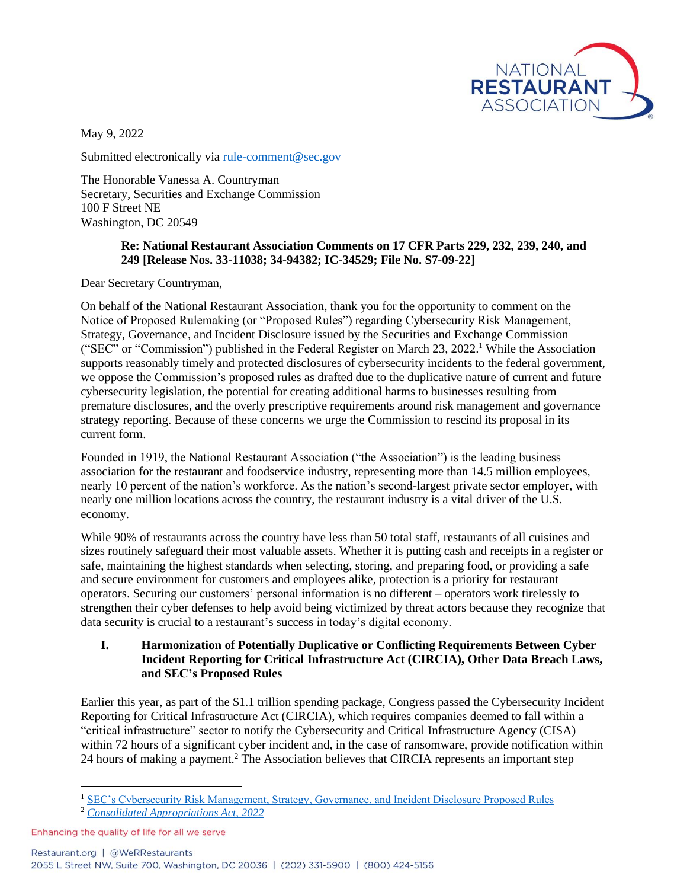May 9, 2022

Submitted electronically via rule-comment@sec.gov

The Honorable Vanessa A. Countryman
Secretary, Securities and Exchange Commission
100 F Street NE
Washington, DC 20549

**Re: National Restaurant Association Comments on 17 CFR Parts 229, 232, 239, 240, and 249 [Release Nos. 33-11038; 34-94382; IC-34529; File No. S7-09-22]**

Dear Secretary Countryman,

On behalf of the National Restaurant Association, thank you for the opportunity to comment on the Notice of Proposed Rulemaking (or "Proposed Rules") regarding Cybersecurity Risk Management, Strategy, Governance, and Incident Disclosure issued by the Securities and Exchange Commission ("SEC" or "Commission") published in the Federal Register on March 23, 2022.[1] While the Association supports reasonably timely and protected disclosures of cybersecurity incidents to the federal government, we oppose the Commission's proposed rules as drafted due to the duplicative nature of current and future cybersecurity legislation, the potential for creating additional harms to businesses resulting from premature disclosures, and the overly prescriptive requirements around risk management and governance strategy reporting. Because of these concerns we urge the Commission to rescind its proposal in its current form.

Founded in 1919, the National Restaurant Association ("the Association") is the leading business association for the restaurant and foodservice industry, representing more than 14.5 million employees, nearly 10 percent of the nation's workforce. As the nation's second-largest private sector employer, with nearly one million locations across the country, the restaurant industry is a vital driver of the U.S. economy.

While 90% of restaurants across the country have less than 50 total staff, restaurants of all cuisines and sizes routinely safeguard their most valuable assets. Whether it is putting cash and receipts in a register or safe, maintaining the highest standards when selecting, storing, and preparing food, or providing a safe and secure environment for customers and employees alike, protection is a priority for restaurant operators. Securing our customers' personal information is no different – operators work tirelessly to strengthen their cyber defenses to help avoid being victimized by threat actors because they recognize that data security is crucial to a restaurant's success in today's digital economy.

## I. Harmonization of Potentially Duplicative or Conflicting Requirements Between Cyber Incident Reporting for Critical Infrastructure Act (CIRCIA), Other Data Breach Laws, and SEC's Proposed Rules

Earlier this year, as part of the $1.1 trillion spending package, Congress passed the Cybersecurity Incident Reporting for Critical Infrastructure Act (CIRCIA), which requires companies deemed to fall within a "critical infrastructure" sector to notify the Cybersecurity and Critical Infrastructure Agency (CISA) within 72 hours of a significant cyber incident and, in the case of ransomware, provide notification within 24 hours of making a payment.[2] The Association believes that CIRCIA represents an important step

[1] SEC's Cybersecurity Risk Management, Strategy, Governance, and Incident Disclosure Proposed Rules

[2] *Consolidated Appropriations Act, 2022*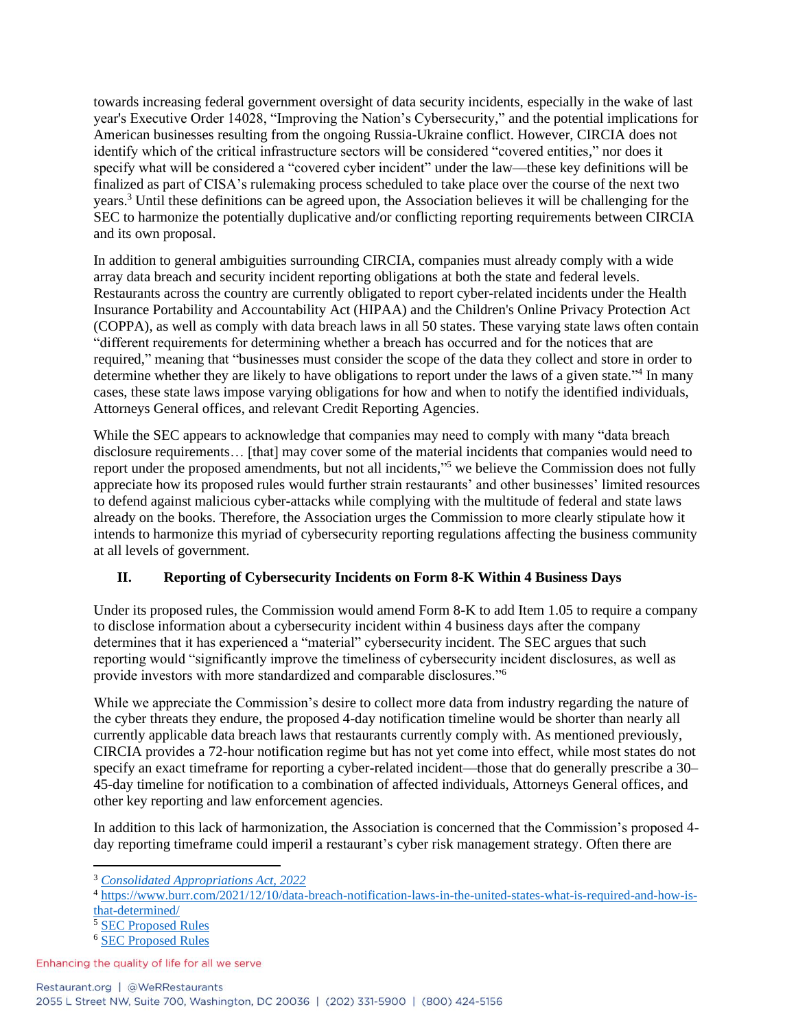towards increasing federal government oversight of data security incidents, especially in the wake of last year's Executive Order 14028, "Improving the Nation's Cybersecurity," and the potential implications for American businesses resulting from the ongoing Russia-Ukraine conflict. However, CIRCIA does not identify which of the critical infrastructure sectors will be considered "covered entities," nor does it specify what will be considered a "covered cyber incident" under the law—these key definitions will be finalized as part of CISA's rulemaking process scheduled to take place over the course of the next two years.[3] Until these definitions can be agreed upon, the Association believes it will be challenging for the SEC to harmonize the potentially duplicative and/or conflicting reporting requirements between CIRCIA and its own proposal.

In addition to general ambiguities surrounding CIRCIA, companies must already comply with a wide array data breach and security incident reporting obligations at both the state and federal levels. Restaurants across the country are currently obligated to report cyber-related incidents under the Health Insurance Portability and Accountability Act (HIPAA) and the Children's Online Privacy Protection Act (COPPA), as well as comply with data breach laws in all 50 states. These varying state laws often contain "different requirements for determining whether a breach has occurred and for the notices that are required," meaning that "businesses must consider the scope of the data they collect and store in order to determine whether they are likely to have obligations to report under the laws of a given state."[4] In many cases, these state laws impose varying obligations for how and when to notify the identified individuals, Attorneys General offices, and relevant Credit Reporting Agencies.

While the SEC appears to acknowledge that companies may need to comply with many "data breach disclosure requirements… [that] may cover some of the material incidents that companies would need to report under the proposed amendments, but not all incidents,"[5] we believe the Commission does not fully appreciate how its proposed rules would further strain restaurants' and other businesses' limited resources to defend against malicious cyber-attacks while complying with the multitude of federal and state laws already on the books. Therefore, the Association urges the Commission to more clearly stipulate how it intends to harmonize this myriad of cybersecurity reporting regulations affecting the business community at all levels of government.

## II. Reporting of Cybersecurity Incidents on Form 8-K Within 4 Business Days

Under its proposed rules, the Commission would amend Form 8-K to add Item 1.05 to require a company to disclose information about a cybersecurity incident within 4 business days after the company determines that it has experienced a "material" cybersecurity incident. The SEC argues that such reporting would "significantly improve the timeliness of cybersecurity incident disclosures, as well as provide investors with more standardized and comparable disclosures."[6]

While we appreciate the Commission's desire to collect more data from industry regarding the nature of the cyber threats they endure, the proposed 4-day notification timeline would be shorter than nearly all currently applicable data breach laws that restaurants currently comply with. As mentioned previously, CIRCIA provides a 72-hour notification regime but has not yet come into effect, while most states do not specify an exact timeframe for reporting a cyber-related incident—those that do generally prescribe a 30–45-day timeline for notification to a combination of affected individuals, Attorneys General offices, and other key reporting and law enforcement agencies.

In addition to this lack of harmonization, the Association is concerned that the Commission's proposed 4-day reporting timeframe could imperil a restaurant's cyber risk management strategy. Often there are

---

[3] *Consolidated Appropriations Act, 2022*

[4] https://www.burr.com/2021/12/10/data-breach-notification-laws-in-the-united-states-what-is-required-and-how-is-that-determined/

[5] SEC Proposed Rules

[6] SEC Proposed Rules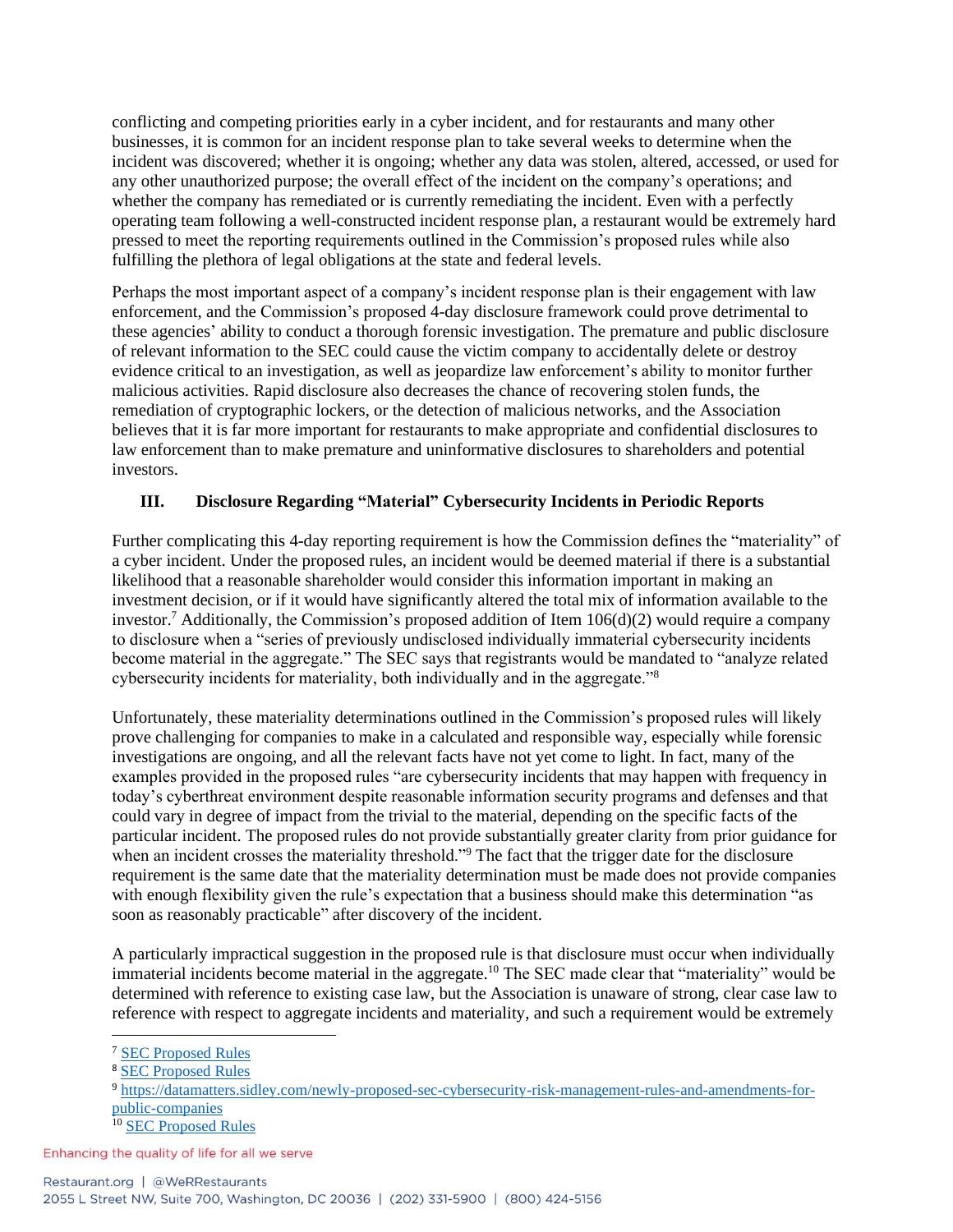conflicting and competing priorities early in a cyber incident, and for restaurants and many other businesses, it is common for an incident response plan to take several weeks to determine when the incident was discovered; whether it is ongoing; whether any data was stolen, altered, accessed, or used for any other unauthorized purpose; the overall effect of the incident on the company's operations; and whether the company has remediated or is currently remediating the incident. Even with a perfectly operating team following a well-constructed incident response plan, a restaurant would be extremely hard pressed to meet the reporting requirements outlined in the Commission's proposed rules while also fulfilling the plethora of legal obligations at the state and federal levels.

Perhaps the most important aspect of a company's incident response plan is their engagement with law enforcement, and the Commission's proposed 4-day disclosure framework could prove detrimental to these agencies' ability to conduct a thorough forensic investigation. The premature and public disclosure of relevant information to the SEC could cause the victim company to accidentally delete or destroy evidence critical to an investigation, as well as jeopardize law enforcement's ability to monitor further malicious activities. Rapid disclosure also decreases the chance of recovering stolen funds, the remediation of cryptographic lockers, or the detection of malicious networks, and the Association believes that it is far more important for restaurants to make appropriate and confidential disclosures to law enforcement than to make premature and uninformative disclosures to shareholders and potential investors.

### III. Disclosure Regarding "Material" Cybersecurity Incidents in Periodic Reports

Further complicating this 4-day reporting requirement is how the Commission defines the "materiality" of a cyber incident. Under the proposed rules, an incident would be deemed material if there is a substantial likelihood that a reasonable shareholder would consider this information important in making an investment decision, or if it would have significantly altered the total mix of information available to the investor.[7] Additionally, the Commission's proposed addition of Item 106(d)(2) would require a company to disclosure when a "series of previously undisclosed individually immaterial cybersecurity incidents become material in the aggregate." The SEC says that registrants would be mandated to "analyze related cybersecurity incidents for materiality, both individually and in the aggregate."[8]

Unfortunately, these materiality determinations outlined in the Commission's proposed rules will likely prove challenging for companies to make in a calculated and responsible way, especially while forensic investigations are ongoing, and all the relevant facts have not yet come to light. In fact, many of the examples provided in the proposed rules "are cybersecurity incidents that may happen with frequency in today's cyberthreat environment despite reasonable information security programs and defenses and that could vary in degree of impact from the trivial to the material, depending on the specific facts of the particular incident. The proposed rules do not provide substantially greater clarity from prior guidance for when an incident crosses the materiality threshold."[9] The fact that the trigger date for the disclosure requirement is the same date that the materiality determination must be made does not provide companies with enough flexibility given the rule's expectation that a business should make this determination "as soon as reasonably practicable" after discovery of the incident.

A particularly impractical suggestion in the proposed rule is that disclosure must occur when individually immaterial incidents become material in the aggregate.[10] The SEC made clear that "materiality" would be determined with reference to existing case law, but the Association is unaware of strong, clear case law to reference with respect to aggregate incidents and materiality, and such a requirement would be extremely

---

[7] SEC Proposed Rules

[8] SEC Proposed Rules

[9] https://datamatters.sidley.com/newly-proposed-sec-cybersecurity-risk-management-rules-and-amendments-for-public-companies

[10] SEC Proposed Rules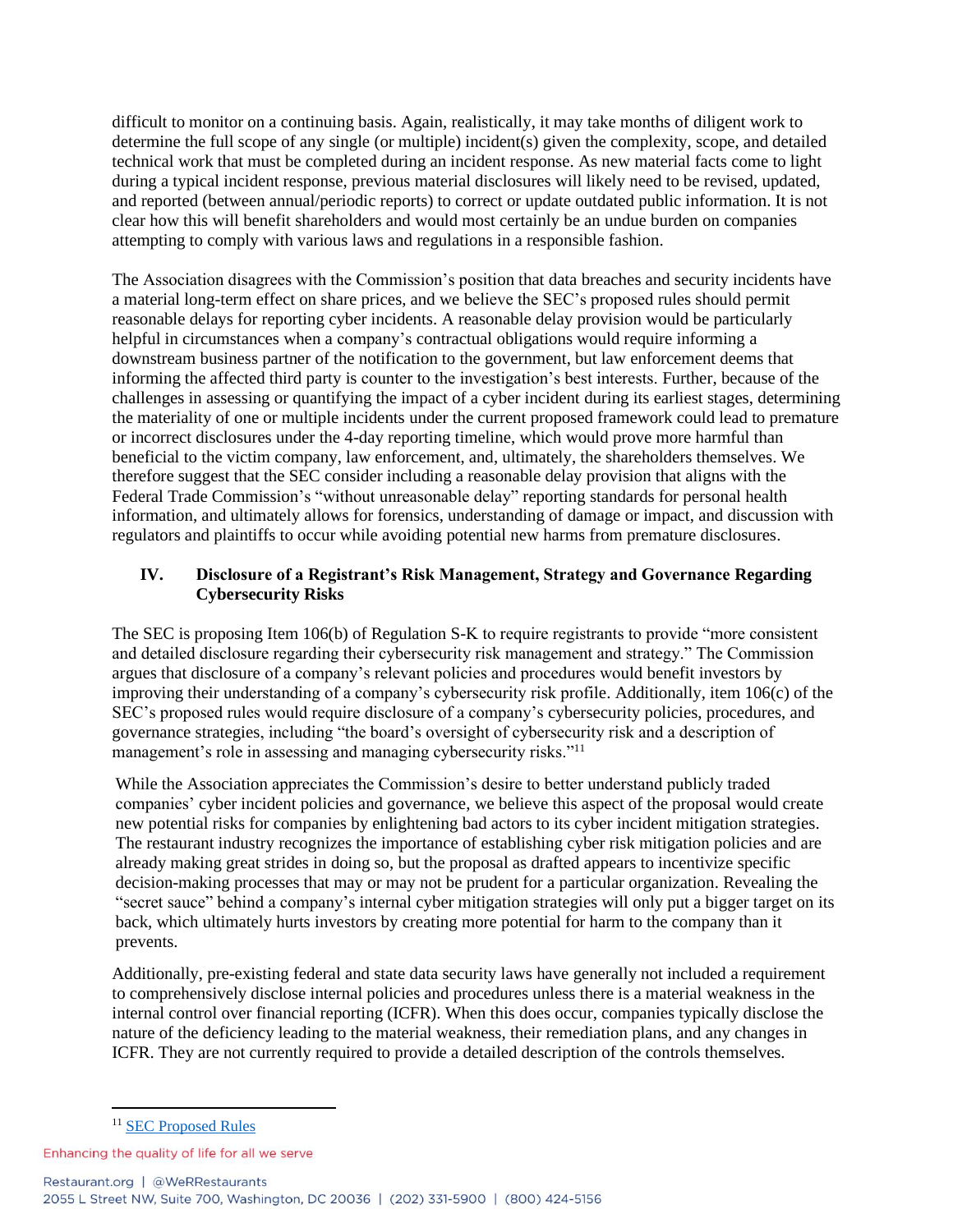difficult to monitor on a continuing basis. Again, realistically, it may take months of diligent work to determine the full scope of any single (or multiple) incident(s) given the complexity, scope, and detailed technical work that must be completed during an incident response. As new material facts come to light during a typical incident response, previous material disclosures will likely need to be revised, updated, and reported (between annual/periodic reports) to correct or update outdated public information. It is not clear how this will benefit shareholders and would most certainly be an undue burden on companies attempting to comply with various laws and regulations in a responsible fashion.

The Association disagrees with the Commission's position that data breaches and security incidents have a material long-term effect on share prices, and we believe the SEC's proposed rules should permit reasonable delays for reporting cyber incidents. A reasonable delay provision would be particularly helpful in circumstances when a company's contractual obligations would require informing a downstream business partner of the notification to the government, but law enforcement deems that informing the affected third party is counter to the investigation's best interests. Further, because of the challenges in assessing or quantifying the impact of a cyber incident during its earliest stages, determining the materiality of one or multiple incidents under the current proposed framework could lead to premature or incorrect disclosures under the 4-day reporting timeline, which would prove more harmful than beneficial to the victim company, law enforcement, and, ultimately, the shareholders themselves. We therefore suggest that the SEC consider including a reasonable delay provision that aligns with the Federal Trade Commission's "without unreasonable delay" reporting standards for personal health information, and ultimately allows for forensics, understanding of damage or impact, and discussion with regulators and plaintiffs to occur while avoiding potential new harms from premature disclosures.

## IV. Disclosure of a Registrant's Risk Management, Strategy and Governance Regarding Cybersecurity Risks

The SEC is proposing Item 106(b) of Regulation S-K to require registrants to provide "more consistent and detailed disclosure regarding their cybersecurity risk management and strategy." The Commission argues that disclosure of a company's relevant policies and procedures would benefit investors by improving their understanding of a company's cybersecurity risk profile. Additionally, item 106(c) of the SEC's proposed rules would require disclosure of a company's cybersecurity policies, procedures, and governance strategies, including "the board's oversight of cybersecurity risk and a description of management's role in assessing and managing cybersecurity risks."[11]

While the Association appreciates the Commission's desire to better understand publicly traded companies' cyber incident policies and governance, we believe this aspect of the proposal would create new potential risks for companies by enlightening bad actors to its cyber incident mitigation strategies. The restaurant industry recognizes the importance of establishing cyber risk mitigation policies and are already making great strides in doing so, but the proposal as drafted appears to incentivize specific decision-making processes that may or may not be prudent for a particular organization. Revealing the "secret sauce" behind a company's internal cyber mitigation strategies will only put a bigger target on its back, which ultimately hurts investors by creating more potential for harm to the company than it prevents.

Additionally, pre-existing federal and state data security laws have generally not included a requirement to comprehensively disclose internal policies and procedures unless there is a material weakness in the internal control over financial reporting (ICFR). When this does occur, companies typically disclose the nature of the deficiency leading to the material weakness, their remediation plans, and any changes in ICFR. They are not currently required to provide a detailed description of the controls themselves.

---

[11] SEC Proposed Rules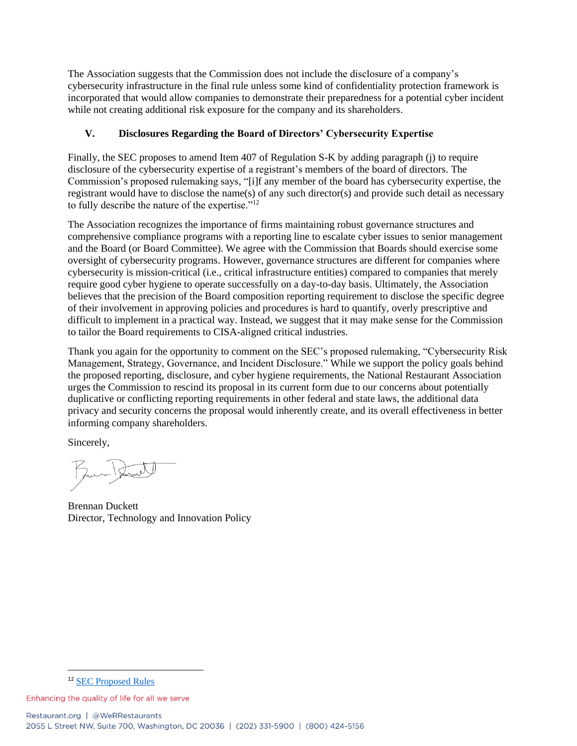The Association suggests that the Commission does not include the disclosure of a company's cybersecurity infrastructure in the final rule unless some kind of confidentiality protection framework is incorporated that would allow companies to demonstrate their preparedness for a potential cyber incident while not creating additional risk exposure for the company and its shareholders.

## V. Disclosures Regarding the Board of Directors' Cybersecurity Expertise

Finally, the SEC proposes to amend Item 407 of Regulation S-K by adding paragraph (j) to require disclosure of the cybersecurity expertise of a registrant's members of the board of directors. The Commission's proposed rulemaking says, "[i]f any member of the board has cybersecurity expertise, the registrant would have to disclose the name(s) of any such director(s) and provide such detail as necessary to fully describe the nature of the expertise."[12]

The Association recognizes the importance of firms maintaining robust governance structures and comprehensive compliance programs with a reporting line to escalate cyber issues to senior management and the Board (or Board Committee). We agree with the Commission that Boards should exercise some oversight of cybersecurity programs. However, governance structures are different for companies where cybersecurity is mission-critical (i.e., critical infrastructure entities) compared to companies that merely require good cyber hygiene to operate successfully on a day-to-day basis. Ultimately, the Association believes that the precision of the Board composition reporting requirement to disclose the specific degree of their involvement in approving policies and procedures is hard to quantify, overly prescriptive and difficult to implement in a practical way. Instead, we suggest that it may make sense for the Commission to tailor the Board requirements to CISA-aligned critical industries.

Thank you again for the opportunity to comment on the SEC's proposed rulemaking, "Cybersecurity Risk Management, Strategy, Governance, and Incident Disclosure." While we support the policy goals behind the proposed reporting, disclosure, and cyber hygiene requirements, the National Restaurant Association urges the Commission to rescind its proposal in its current form due to our concerns about potentially duplicative or conflicting reporting requirements in other federal and state laws, the additional data privacy and security concerns the proposal would inherently create, and its overall effectiveness in better informing company shareholders.

Sincerely,

Brennan Duckett
Director, Technology and Innovation Policy

---

[12] SEC Proposed Rules